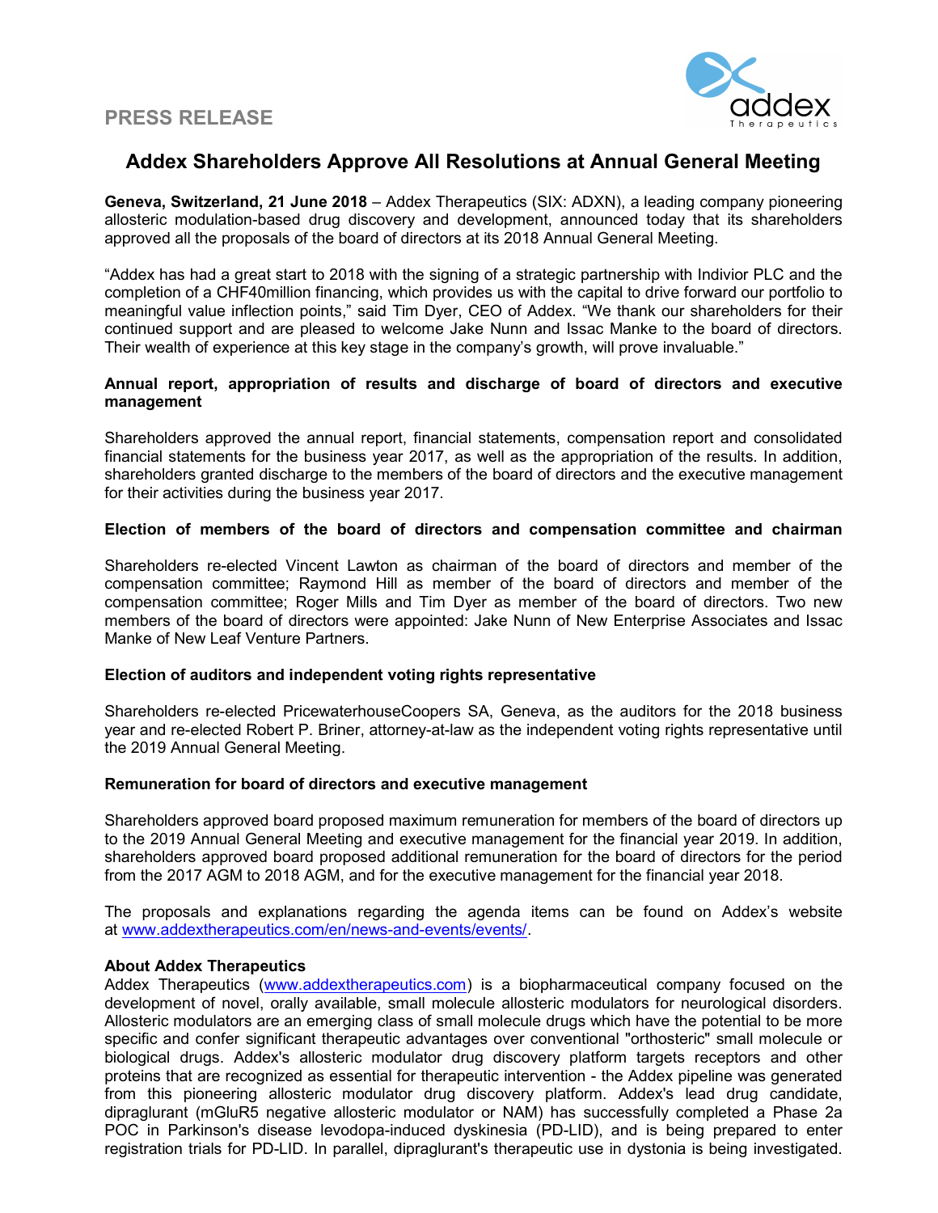PRESS RELEASE

# Addex Shareholders Approve All Resolutions at Annual General Meeting

**Geneva, Switzerland, 21 June 2018** – Addex Therapeutics (SIX: ADXN), a leading company pioneering allosteric modulation-based drug discovery and development, announced today that its shareholders approved all the proposals of the board of directors at its 2018 Annual General Meeting.

"Addex has had a great start to 2018 with the signing of a strategic partnership with Indivior PLC and the completion of a CHF40million financing, which provides us with the capital to drive forward our portfolio to meaningful value inflection points," said Tim Dyer, CEO of Addex. "We thank our shareholders for their continued support and are pleased to welcome Jake Nunn and Issac Manke to the board of directors. Their wealth of experience at this key stage in the company's growth, will prove invaluable."

**Annual report, appropriation of results and discharge of board of directors and executive management**

Shareholders approved the annual report, financial statements, compensation report and consolidated financial statements for the business year 2017, as well as the appropriation of the results. In addition, shareholders granted discharge to the members of the board of directors and the executive management for their activities during the business year 2017.

**Election of members of the board of directors and compensation committee and chairman**

Shareholders re-elected Vincent Lawton as chairman of the board of directors and member of the compensation committee; Raymond Hill as member of the board of directors and member of the compensation committee; Roger Mills and Tim Dyer as member of the board of directors. Two new members of the board of directors were appointed: Jake Nunn of New Enterprise Associates and Issac Manke of New Leaf Venture Partners.

**Election of auditors and independent voting rights representative**

Shareholders re-elected PricewaterhouseCoopers SA, Geneva, as the auditors for the 2018 business year and re-elected Robert P. Briner, attorney-at-law as the independent voting rights representative until the 2019 Annual General Meeting.

**Remuneration for board of directors and executive management**

Shareholders approved board proposed maximum remuneration for members of the board of directors up to the 2019 Annual General Meeting and executive management for the financial year 2019. In addition, shareholders approved board proposed additional remuneration for the board of directors for the period from the 2017 AGM to 2018 AGM, and for the executive management for the financial year 2018.

The proposals and explanations regarding the agenda items can be found on Addex's website at www.addextherapeutics.com/en/news-and-events/events/.

**About Addex Therapeutics**

Addex Therapeutics (www.addextherapeutics.com) is a biopharmaceutical company focused on the development of novel, orally available, small molecule allosteric modulators for neurological disorders. Allosteric modulators are an emerging class of small molecule drugs which have the potential to be more specific and confer significant therapeutic advantages over conventional "orthosteric" small molecule or biological drugs. Addex's allosteric modulator drug discovery platform targets receptors and other proteins that are recognized as essential for therapeutic intervention - the Addex pipeline was generated from this pioneering allosteric modulator drug discovery platform. Addex's lead drug candidate, dipraglurant (mGluR5 negative allosteric modulator or NAM) has successfully completed a Phase 2a POC in Parkinson's disease levodopa-induced dyskinesia (PD-LID), and is being prepared to enter registration trials for PD-LID. In parallel, dipraglurant's therapeutic use in dystonia is being investigated.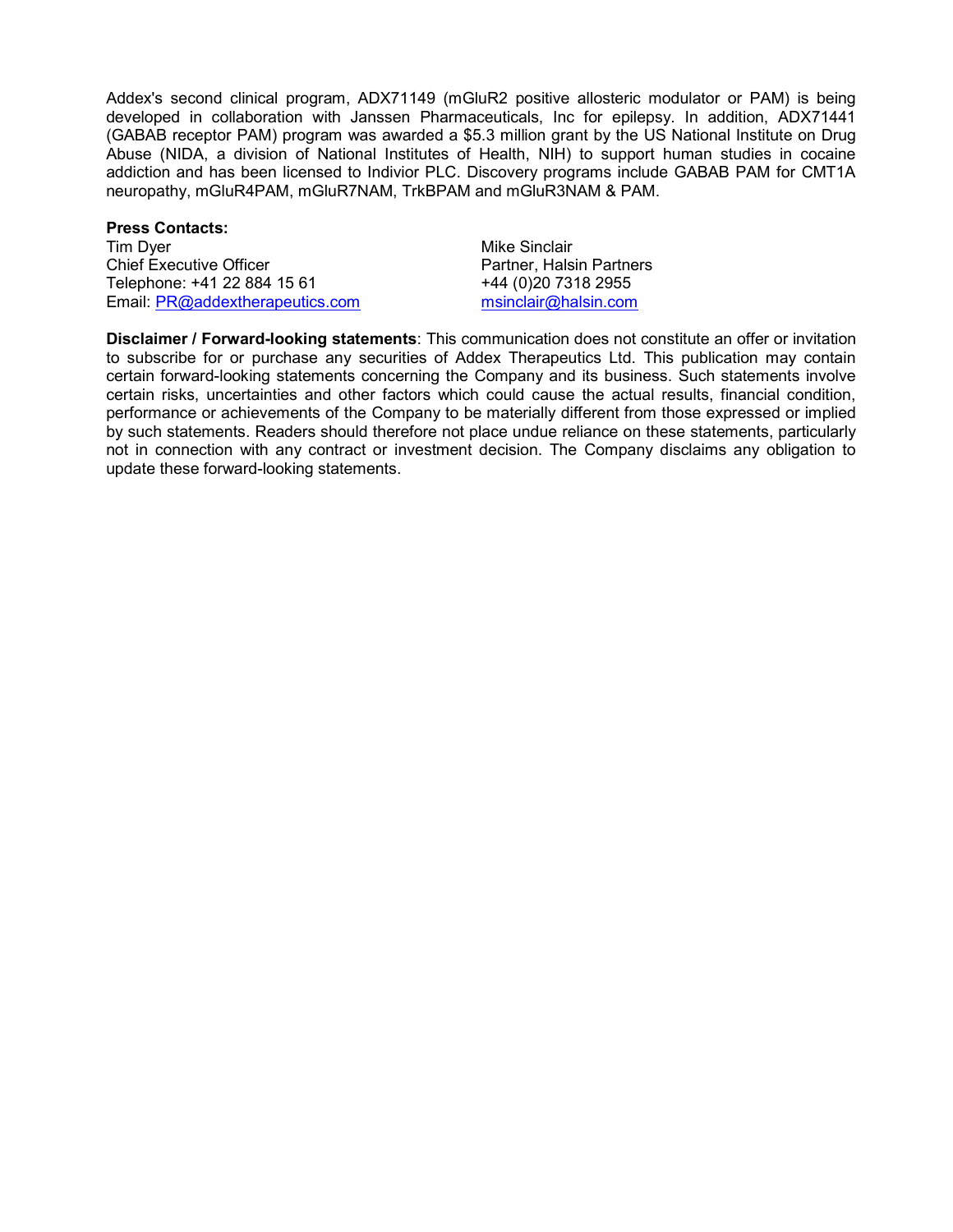Addex's second clinical program, ADX71149 (mGluR2 positive allosteric modulator or PAM) is being developed in collaboration with Janssen Pharmaceuticals, Inc for epilepsy. In addition, ADX71441 (GABAB receptor PAM) program was awarded a $5.3 million grant by the US National Institute on Drug Abuse (NIDA, a division of National Institutes of Health, NIH) to support human studies in cocaine addiction and has been licensed to Indivior PLC. Discovery programs include GABAB PAM for CMT1A neuropathy, mGluR4PAM, mGluR7NAM, TrkBPAM and mGluR3NAM & PAM.

**Press Contacts:**

Tim Dyer
Chief Executive Officer
Telephone: +41 22 884 15 61
Email: PR@addextherapeutics.com

Mike Sinclair
Partner, Halsin Partners
+44 (0)20 7318 2955
msinclair@halsin.com

**Disclaimer / Forward-looking statements**: This communication does not constitute an offer or invitation to subscribe for or purchase any securities of Addex Therapeutics Ltd. This publication may contain certain forward-looking statements concerning the Company and its business. Such statements involve certain risks, uncertainties and other factors which could cause the actual results, financial condition, performance or achievements of the Company to be materially different from those expressed or implied by such statements. Readers should therefore not place undue reliance on these statements, particularly not in connection with any contract or investment decision. The Company disclaims any obligation to update these forward-looking statements.